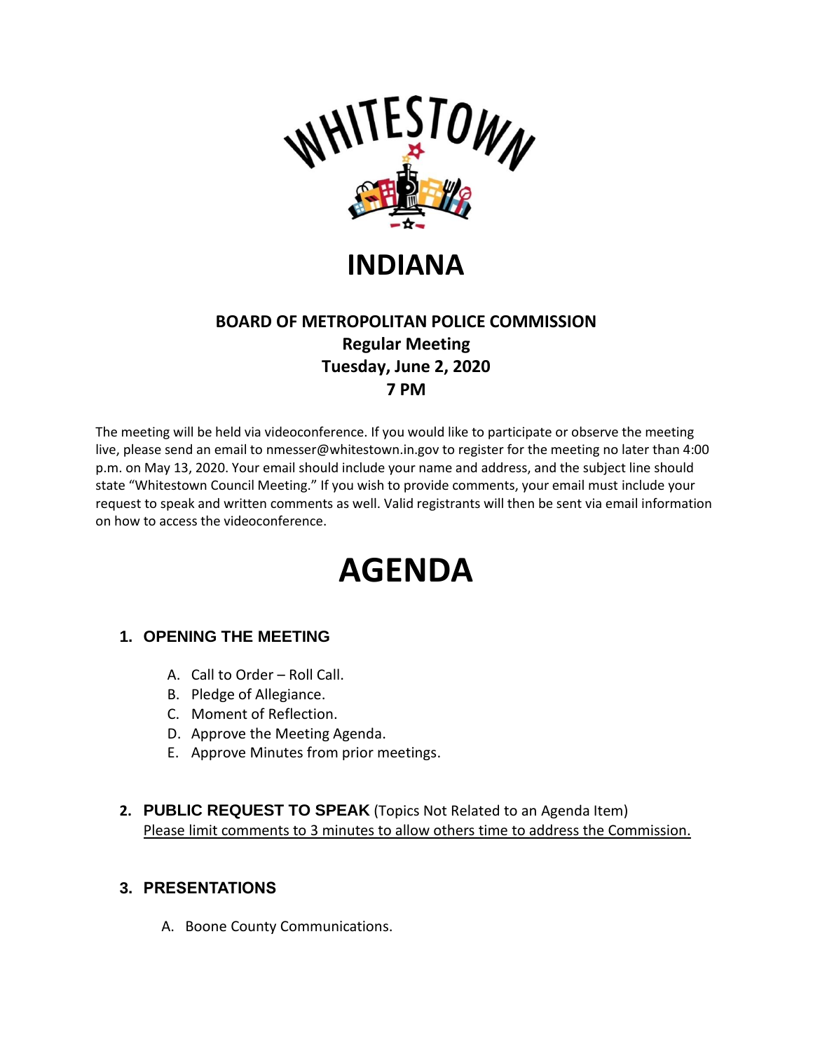WHITESTOWN

# INDIANA

## BOARD OF METROPOLITAN POLICE COMMISSION
## Regular Meeting
## Tuesday, June 2, 2020
## 7 PM

The meeting will be held via videoconference. If you would like to participate or observe the meeting live, please send an email to nmesser@whitestown.in.gov to register for the meeting no later than 4:00 p.m. on May 13, 2020. Your email should include your name and address, and the subject line should state "Whitestown Council Meeting." If you wish to provide comments, your email must include your request to speak and written comments as well. Valid registrants will then be sent via email information on how to access the videoconference.

# AGENDA

### 1. OPENING THE MEETING

A. Call to Order – Roll Call.
B. Pledge of Allegiance.
C. Moment of Reflection.
D. Approve the Meeting Agenda.
E. Approve Minutes from prior meetings.

### 2. PUBLIC REQUEST TO SPEAK (Topics Not Related to an Agenda Item)

<u>Please limit comments to 3 minutes to allow others time to address the Commission.</u>

### 3. PRESENTATIONS

A. Boone County Communications.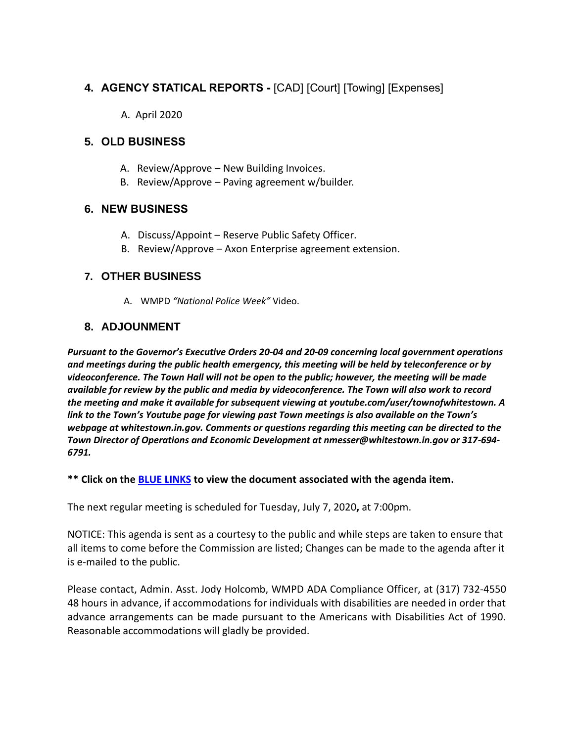## 4. AGENCY STATICAL REPORTS - [CAD] [Court] [Towing] [Expenses]

A. April 2020

## 5. OLD BUSINESS

A. Review/Approve – New Building Invoices.
B. Review/Approve – Paving agreement w/builder.

## 6. NEW BUSINESS

A. Discuss/Appoint – Reserve Public Safety Officer.
B. Review/Approve – Axon Enterprise agreement extension.

## 7. OTHER BUSINESS

A. WMPD *"National Police Week"* Video.

## 8. ADJOUNMENT

***Pursuant to the Governor's Executive Orders 20-04 and 20-09 concerning local government operations and meetings during the public health emergency, this meeting will be held by teleconference or by videoconference. The Town Hall will not be open to the public; however, the meeting will be made available for review by the public and media by videoconference. The Town will also work to record the meeting and make it available for subsequent viewing at youtube.com/user/townofwhitestown. A link to the Town's Youtube page for viewing past Town meetings is also available on the Town's webpage at whitestown.in.gov. Comments or questions regarding this meeting can be directed to the Town Director of Operations and Economic Development at nmesser@whitestown.in.gov or 317-694-6791.***

**** Click on the BLUE LINKS to view the document associated with the agenda item.**

The next regular meeting is scheduled for Tuesday, July 7, 2020**,** at 7:00pm.

NOTICE: This agenda is sent as a courtesy to the public and while steps are taken to ensure that all items to come before the Commission are listed; Changes can be made to the agenda after it is e-mailed to the public.

Please contact, Admin. Asst. Jody Holcomb, WMPD ADA Compliance Officer, at (317) 732-4550 48 hours in advance, if accommodations for individuals with disabilities are needed in order that advance arrangements can be made pursuant to the Americans with Disabilities Act of 1990. Reasonable accommodations will gladly be provided.